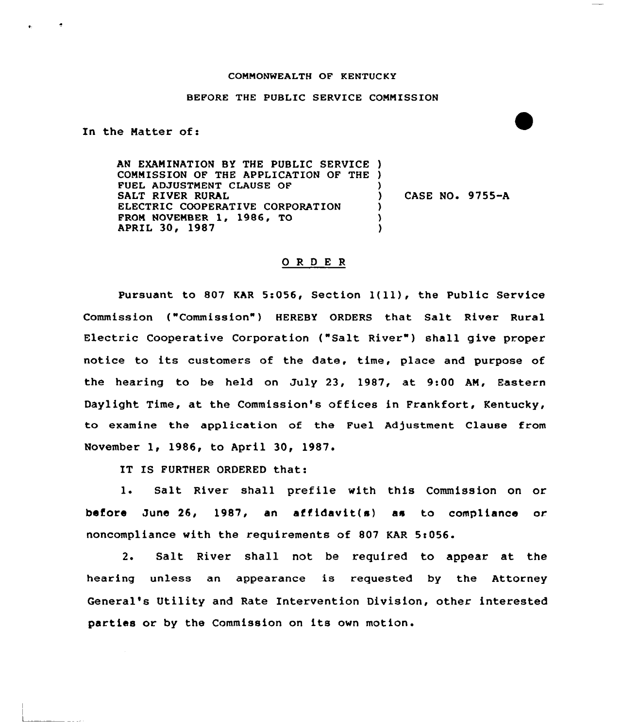COMMONWEALTH OF KENTUCKY

BEFORE THE PUBLIC SERVICE COMMISSION

In the Matter of:

| | | |
|---|---|---|
| AN EXAMINATION BY THE PUBLIC SERVICE COMMISSION OF THE APPLICATION OF THE FUEL ADJUSTMENT CLAUSE OF SALT RIVER RURAL ELECTRIC COOPERATIVE CORPORATION FROM NOVEMBER 1, 1986, TO APRIL 30, 1987 | ) | CASE NO. 9755-A |

## O R D E R

Pursuant to 807 KAR 5:056, Section 1(11), the Public Service Commission ("Commission") HEREBY ORDERS that Salt River Rural Electric Cooperative Corporation ("Salt River") shall give proper notice to its customers of the date, time, place and purpose of the hearing to be held on July 23, 1987, at 9:00 AM, Eastern Daylight Time, at the Commission's offices in Frankfort, Kentucky, to examine the application of the Fuel Adjustment Clause from November 1, 1986, to April 30, 1987.

IT IS FURTHER ORDERED that:

1. Salt River shall prefile with this Commission on or before June 26, 1987, an affidavit(s) as to compliance or noncompliance with the requirements of 807 KAR 5:056.

2. Salt River shall not be required to appear at the hearing unless an appearance is requested by the Attorney General's Utility and Rate Intervention Division, other interested parties or by the Commission on its own motion.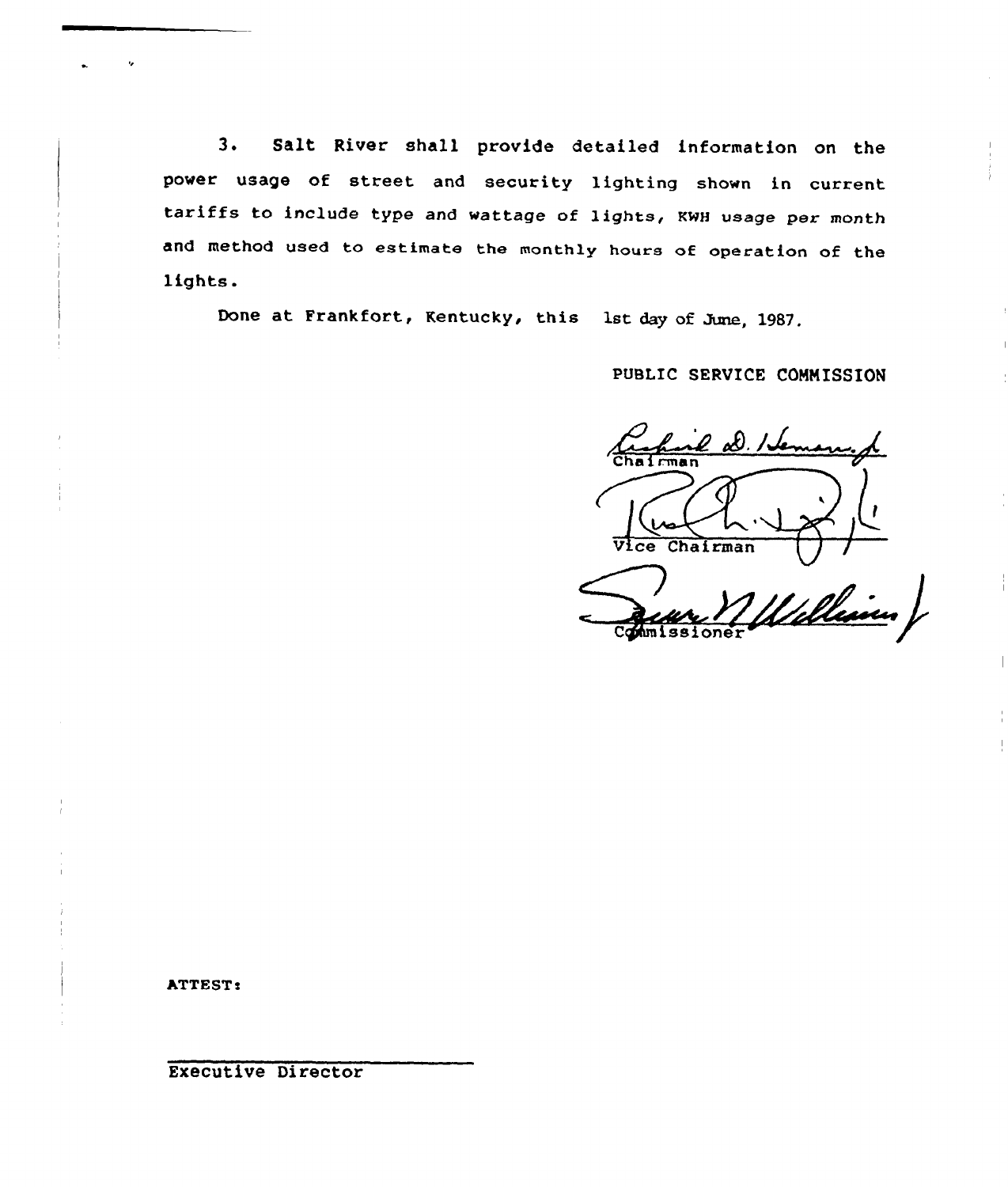3. Salt River shall provide detailed information on the power usage of street and security lighting shown in current tariffs to include type and wattage of lights, KWH usage per month and method used to estimate the monthly hours of operation of the lights.

Done at Frankfort, Kentucky, this 1st day of June, 1987.

PUBLIC SERVICE COMMISSION

Chairman

Vice Chairman

Commissioner

ATTEST:

Executive Director